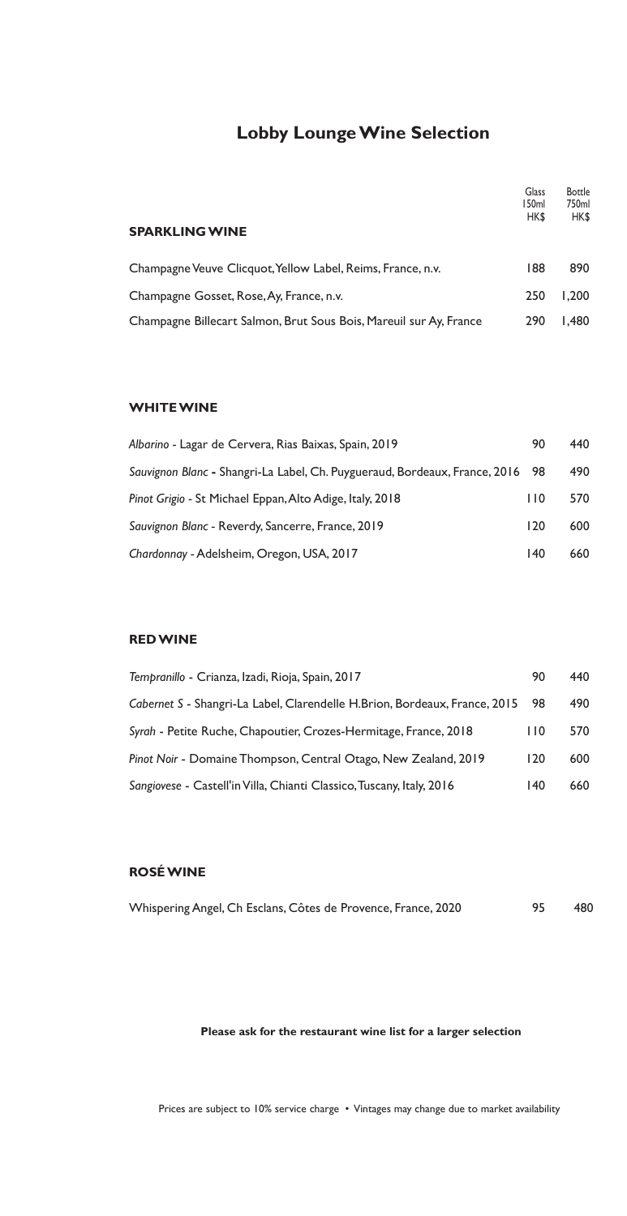# Lobby Lounge Wine Selection

| SPARKLING WINE | Glass 150ml HK$ | Bottle 750ml HK$ |
|---|---|---|
| Champagne Veuve Clicquot, Yellow Label, Reims, France, n.v. | 188 | 890 |
| Champagne Gosset, Rose, Ay, France, n.v. | 250 | 1,200 |
| Champagne Billecart Salmon, Brut Sous Bois, Mareuil sur Ay, France | 290 | 1,480 |

## WHITE WINE

| | | |
|---|---|---|
| *Albarino* - Lagar de Cervera, Rias Baixas, Spain, 2019 | 90 | 440 |
| *Sauvignon Blanc* - Shangri-La Label, Ch. Puygueraud, Bordeaux, France, 2016 | 98 | 490 |
| *Pinot Grigio* - St Michael Eppan, Alto Adige, Italy, 2018 | 110 | 570 |
| *Sauvignon Blanc* - Reverdy, Sancerre, France, 2019 | 120 | 600 |
| *Chardonnay* - Adelsheim, Oregon, USA, 2017 | 140 | 660 |

## RED WINE

| | | |
|---|---|---|
| *Tempranillo* - Crianza, Izadi, Rioja, Spain, 2017 | 90 | 440 |
| *Cabernet S* - Shangri-La Label, Clarendelle H.Brion, Bordeaux, France, 2015 | 98 | 490 |
| *Syrah* - Petite Ruche, Chapoutier, Crozes-Hermitage, France, 2018 | 110 | 570 |
| *Pinot Noir* - Domaine Thompson, Central Otago, New Zealand, 2019 | 120 | 600 |
| *Sangiovese* - Castell'in Villa, Chianti Classico, Tuscany, Italy, 2016 | 140 | 660 |

## ROSÉ WINE

| | | |
|---|---|---|
| Whispering Angel, Ch Esclans, Côtes de Provence, France, 2020 | 95 | 480 |

**Please ask for the restaurant wine list for a larger selection**

Prices are subject to 10% service charge • Vintages may change due to market availability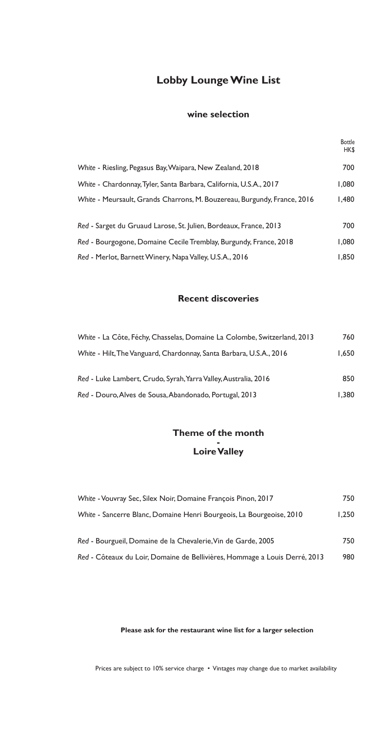# Lobby Lounge Wine List

## wine selection

| | Bottle HK$ |
|---|---|
| *White* - Riesling, Pegasus Bay, Waipara, New Zealand, 2018 | 700 |
| *White* - Chardonnay, Tyler, Santa Barbara, California, U.S.A., 2017 | 1,080 |
| *White* - Meursault, Grands Charrons, M. Bouzereau, Burgundy, France, 2016 | 1,480 |
| *Red* - Sarget du Gruaud Larose, St. Julien, Bordeaux, France, 2013 | 700 |
| *Red* - Bourgogone, Domaine Cecile Tremblay, Burgundy, France, 2018 | 1,080 |
| *Red* - Merlot, Barnett Winery, Napa Valley, U.S.A., 2016 | 1,850 |

## Recent discoveries

| | |
|---|---|
| *White* - La Côte, Féchy, Chasselas, Domaine La Colombe, Switzerland, 2013 | 760 |
| *White* - Hilt, The Vanguard, Chardonnay, Santa Barbara, U.S.A., 2016 | 1,650 |
| *Red* - Luke Lambert, Crudo, Syrah, Yarra Valley, Australia, 2016 | 850 |
| *Red* - Douro, Alves de Sousa, Abandonado, Portugal, 2013 | 1,380 |

## Theme of the month - Loire Valley

| | |
|---|---|
| *White* - Vouvray Sec, Silex Noir, Domaine François Pinon, 2017 | 750 |
| *White* - Sancerre Blanc, Domaine Henri Bourgeois, La Bourgeoise, 2010 | 1,250 |
| *Red* - Bourgueil, Domaine de la Chevalerie, Vin de Garde, 2005 | 750 |
| *Red* - Côteaux du Loir, Domaine de Bellivières, Hommage à Louis Derré, 2013 | 980 |

**Please ask for the restaurant wine list for a larger selection**

Prices are subject to 10% service charge • Vintages may change due to market availability